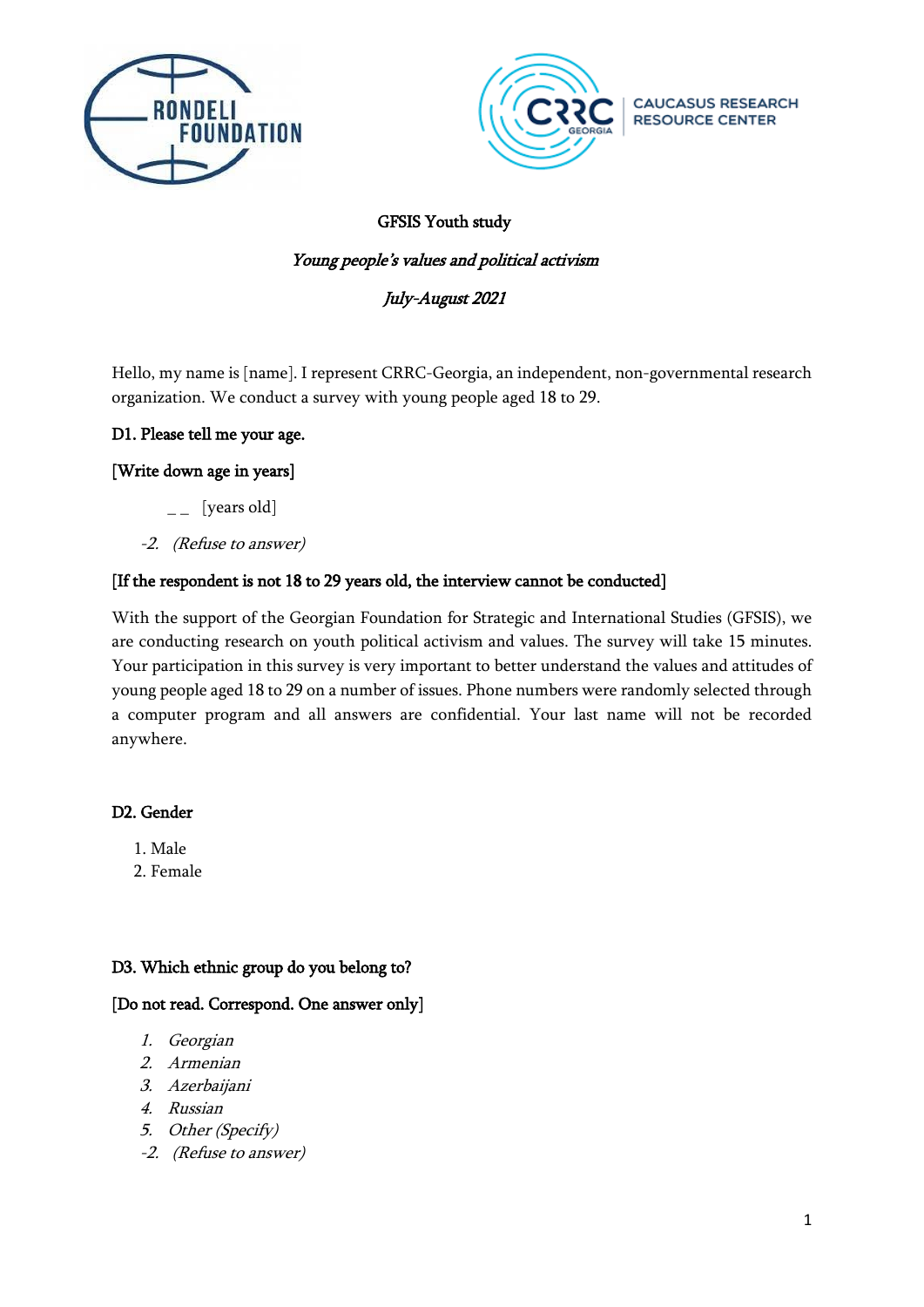RONDELI FOUNDATION

CAUCASUS RESEARCH RESOURCE CENTER

# GFSIS Youth study

*Young people's values and political activism*

*July-August 2021*

Hello, my name is [name]. I represent CRRC-Georgia, an independent, non-governmental research organization. We conduct a survey with young people aged 18 to 29.

**D1. Please tell me your age.**

**[Write down age in years]**

_ _ [years old]

*-2. (Refuse to answer)*

**[If the respondent is not 18 to 29 years old, the interview cannot be conducted]**

With the support of the Georgian Foundation for Strategic and International Studies (GFSIS), we are conducting research on youth political activism and values. The survey will take 15 minutes. Your participation in this survey is very important to better understand the values and attitudes of young people aged 18 to 29 on a number of issues. Phone numbers were randomly selected through a computer program and all answers are confidential. Your last name will not be recorded anywhere.

**D2. Gender**

1. Male
2. Female

**D3. Which ethnic group do you belong to?**

**[Do not read. Correspond. One answer only]**

1. *Georgian*
2. *Armenian*
3. *Azerbaijani*
4. *Russian*
5. *Other (Specify)*

*-2. (Refuse to answer)*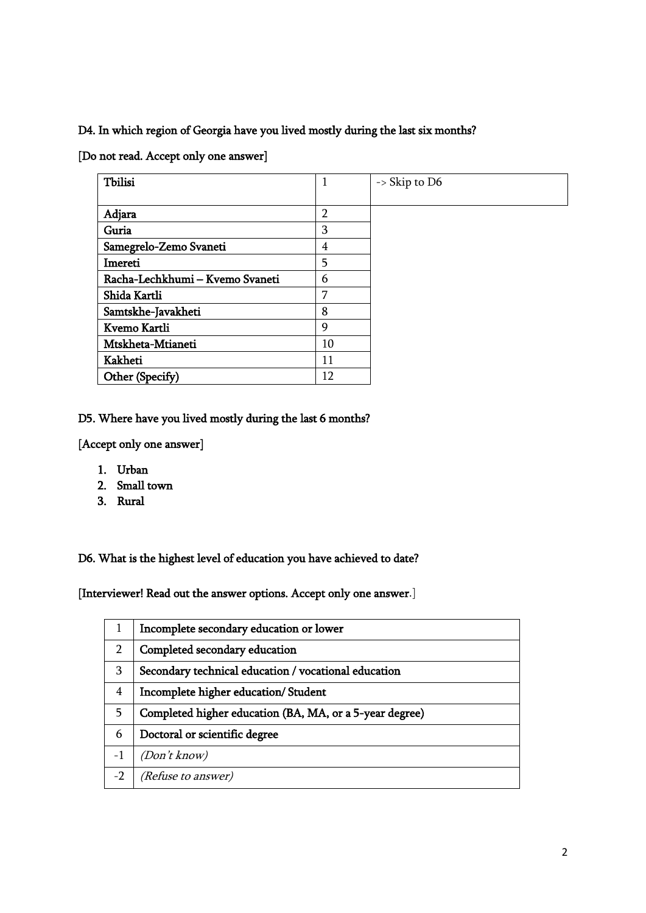D4. In which region of Georgia have you lived mostly during the last six months?

[Do not read. Accept only one answer]

| | | |
|---|---|---|
| Tbilisi | 1 | -> Skip to D6 |
| Adjara | 2 | |
| Guria | 3 | |
| Samegrelo-Zemo Svaneti | 4 | |
| Imereti | 5 | |
| Racha-Lechkhumi – Kvemo Svaneti | 6 | |
| Shida Kartli | 7 | |
| Samtskhe-Javakheti | 8 | |
| Kvemo Kartli | 9 | |
| Mtskheta-Mtianeti | 10 | |
| Kakheti | 11 | |
| Other (Specify) | 12 | |

D5. Where have you lived mostly during the last 6 months?

[Accept only one answer]

1. Urban
2. Small town
3. Rural

D6. What is the highest level of education you have achieved to date?

[Interviewer! Read out the answer options. Accept only one answer.]

| | |
|---|---|
| 1 | Incomplete secondary education or lower |
| 2 | Completed secondary education |
| 3 | Secondary technical education / vocational education |
| 4 | Incomplete higher education/ Student |
| 5 | Completed higher education (BA, MA, or a 5-year degree) |
| 6 | Doctoral or scientific degree |
| -1 | *(Don't know)* |
| -2 | *(Refuse to answer)* |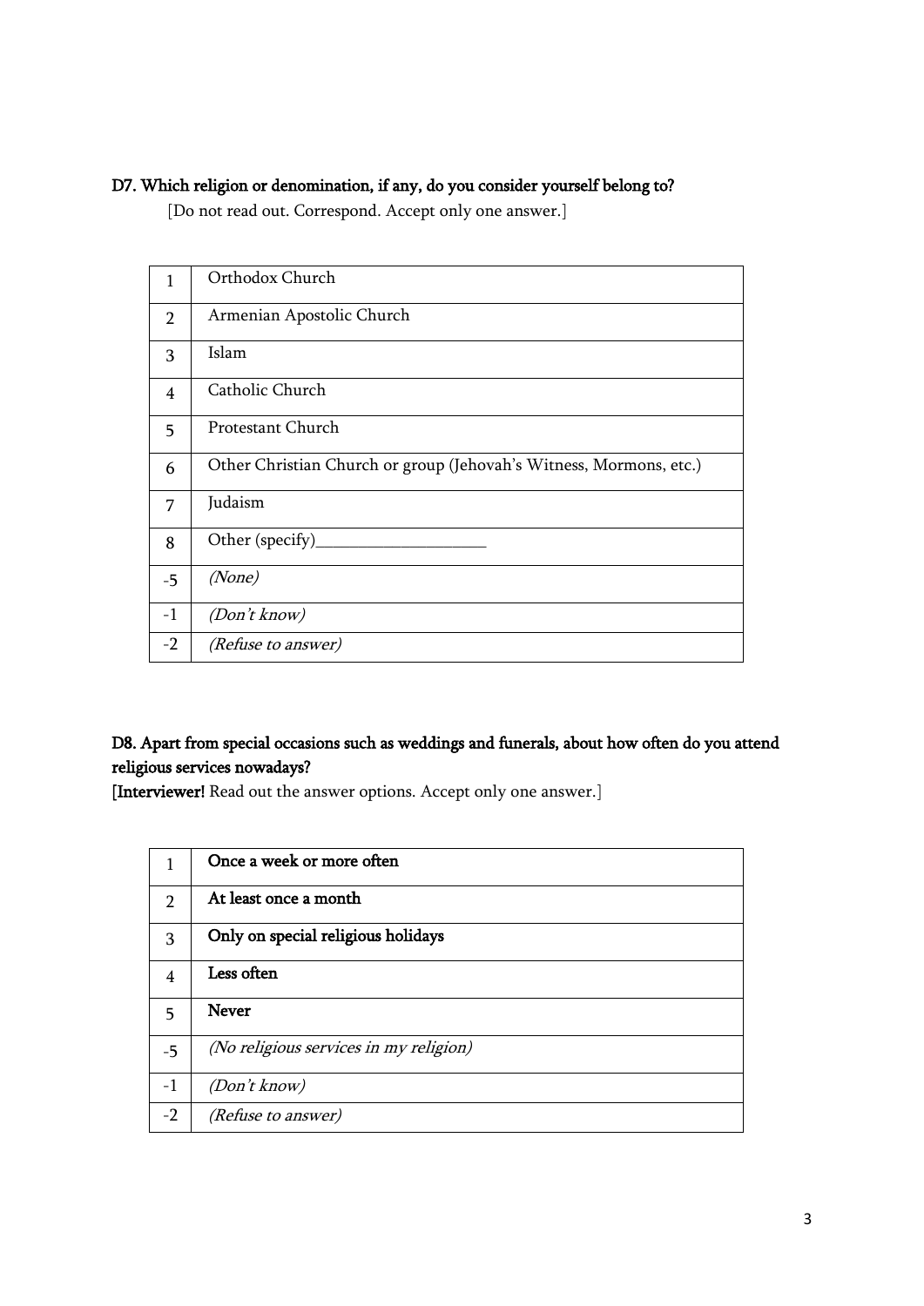**D7. Which religion or denomination, if any, do you consider yourself belong to?**

[Do not read out. Correspond. Accept only one answer.]

| | |
|---|---|
| 1 | Orthodox Church |
| 2 | Armenian Apostolic Church |
| 3 | Islam |
| 4 | Catholic Church |
| 5 | Protestant Church |
| 6 | Other Christian Church or group (Jehovah's Witness, Mormons, etc.) |
| 7 | Judaism |
| 8 | Other (specify)____________________ |
| -5 | *(None)* |
| -1 | *(Don't know)* |
| -2 | *(Refuse to answer)* |

**D8. Apart from special occasions such as weddings and funerals, about how often do you attend religious services nowadays?**

[**Interviewer!** Read out the answer options. Accept only one answer.]

| | |
|---|---|
| 1 | **Once a week or more often** |
| 2 | **At least once a month** |
| 3 | **Only on special religious holidays** |
| 4 | **Less often** |
| 5 | **Never** |
| -5 | *(No religious services in my religion)* |
| -1 | *(Don't know)* |
| -2 | *(Refuse to answer)* |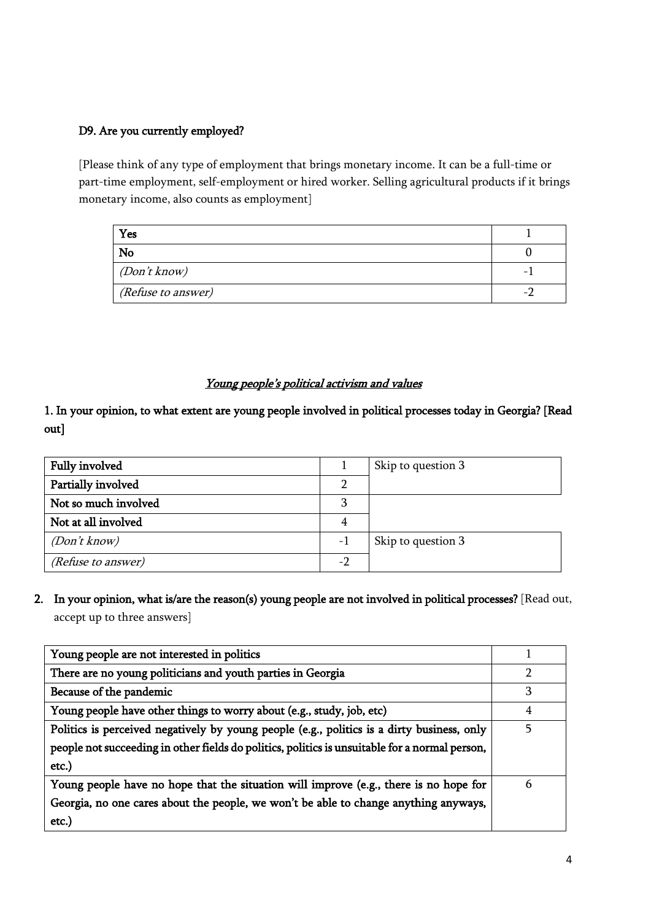**D9. Are you currently employed?**

[Please think of any type of employment that brings monetary income. It can be a full-time or part-time employment, self-employment or hired worker. Selling agricultural products if it brings monetary income, also counts as employment]

| | |
|---|---|
| **Yes** | 1 |
| **No** | 0 |
| *(Don't know)* | -1 |
| *(Refuse to answer)* | -2 |

## *Young people's political activism and values*

**1. In your opinion, to what extent are young people involved in political processes today in Georgia? [Read out]**

| | | |
|---|---|---|
| **Fully involved** | 1 | Skip to question 3 |
| **Partially involved** | 2 | |
| **Not so much involved** | 3 | |
| **Not at all involved** | 4 | |
| *(Don't know)* | -1 | Skip to question 3 |
| *(Refuse to answer)* | -2 | |

**2. In your opinion, what is/are the reason(s) young people are not involved in political processes?** [Read out, accept up to three answers]

| | |
|---|---|
| **Young people are not interested in politics** | 1 |
| **There are no young politicians and youth parties in Georgia** | 2 |
| **Because of the pandemic** | 3 |
| **Young people have other things to worry about (e.g., study, job, etc)** | 4 |
| **Politics is perceived negatively by young people (e.g., politics is a dirty business, only people not succeeding in other fields do politics, politics is unsuitable for a normal person, etc.)** | 5 |
| **Young people have no hope that the situation will improve (e.g., there is no hope for Georgia, no one cares about the people, we won't be able to change anything anyways, etc.)** | 6 |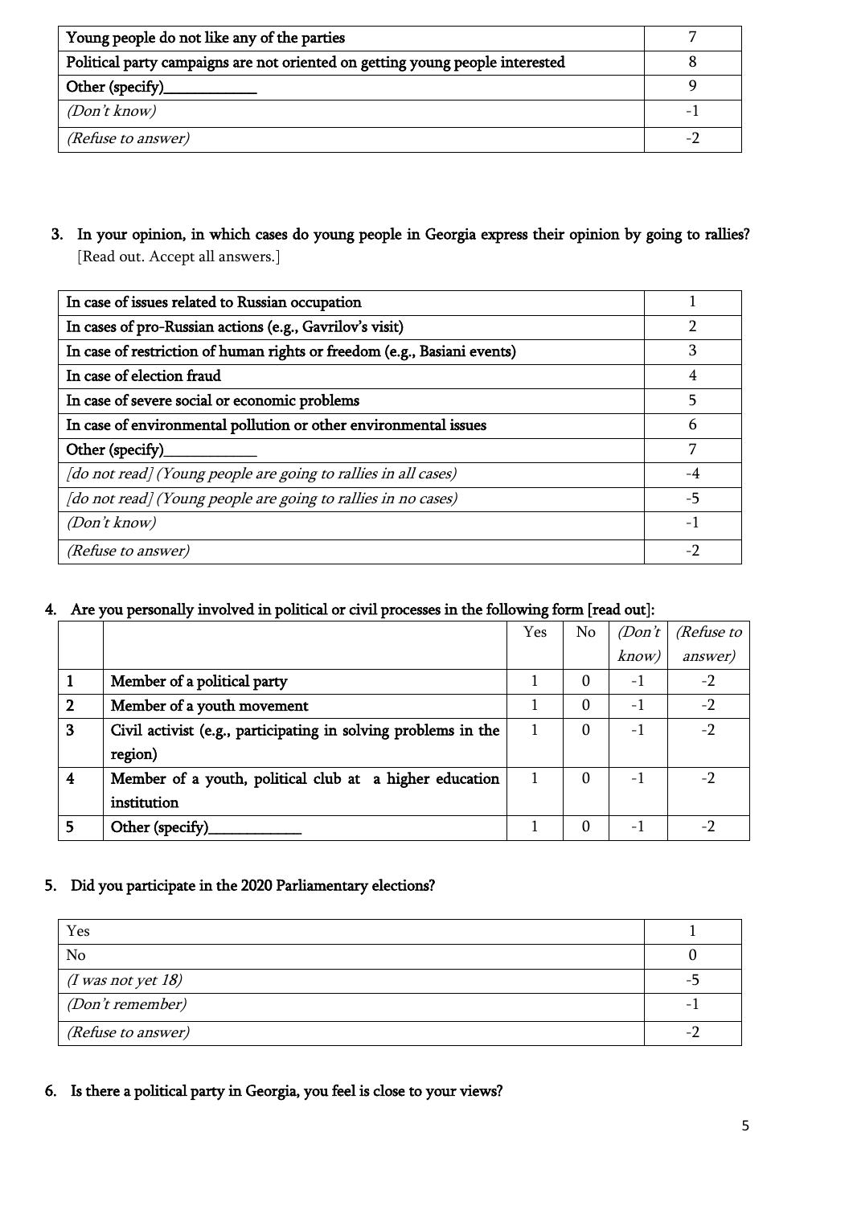| | |
|---|---|
| Young people do not like any of the parties | 7 |
| Political party campaigns are not oriented on getting young people interested | 8 |
| Other (specify)____________ | 9 |
| *(Don't know)* | -1 |
| *(Refuse to answer)* | -2 |

3. In your opinion, in which cases do young people in Georgia express their opinion by going to rallies? [Read out. Accept all answers.]

| | |
|---|---|
| In case of issues related to Russian occupation | 1 |
| In cases of pro-Russian actions (e.g., Gavrilov's visit) | 2 |
| In case of restriction of human rights or freedom (e.g., Basiani events) | 3 |
| In case of election fraud | 4 |
| In case of severe social or economic problems | 5 |
| In case of environmental pollution or other environmental issues | 6 |
| Other (specify)____________ | 7 |
| *[do not read] (Young people are going to rallies in all cases)* | -4 |
| *[do not read] (Young people are going to rallies in no cases)* | -5 |
| *(Don't know)* | -1 |
| *(Refuse to answer)* | -2 |

4. Are you personally involved in political or civil processes in the following form [read out]:

| | | Yes | No | *(Don't know)* | *(Refuse to answer)* |
|---|---|---|---|---|---|
| 1 | Member of a political party | 1 | 0 | -1 | -2 |
| 2 | Member of a youth movement | 1 | 0 | -1 | -2 |
| 3 | Civil activist (e.g., participating in solving problems in the region) | 1 | 0 | -1 | -2 |
| 4 | Member of a youth, political club at a higher education institution | 1 | 0 | -1 | -2 |
| 5 | Other (specify)____________ | 1 | 0 | -1 | -2 |

5. Did you participate in the 2020 Parliamentary elections?

| | |
|---|---|
| Yes | 1 |
| No | 0 |
| *(I was not yet 18)* | -5 |
| *(Don't remember)* | -1 |
| *(Refuse to answer)* | -2 |

6. Is there a political party in Georgia, you feel is close to your views?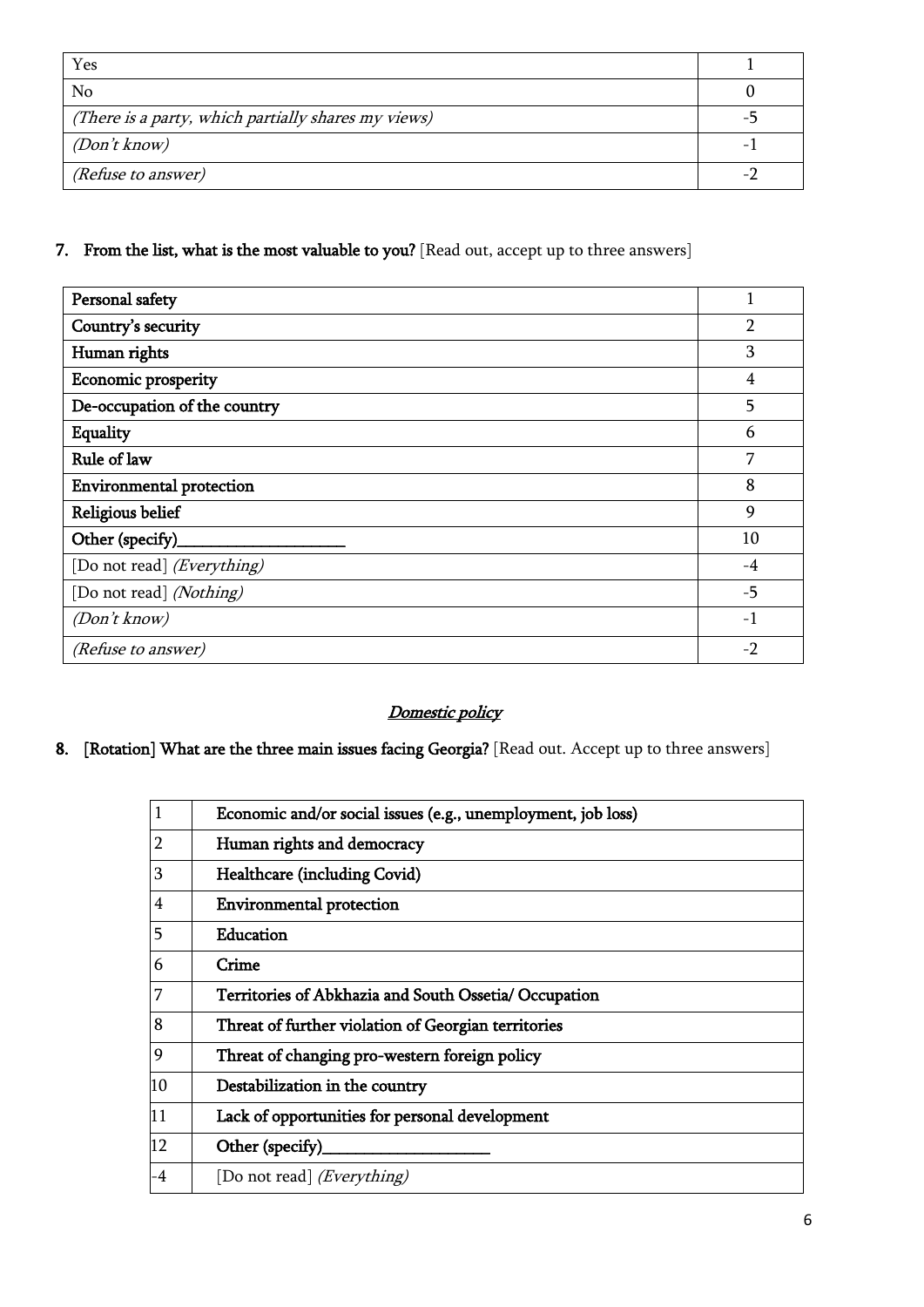| | |
|---|---|
| Yes | 1 |
| No | 0 |
| *(There is a party, which partially shares my views)* | -5 |
| *(Don't know)* | -1 |
| *(Refuse to answer)* | -2 |

**7. From the list, what is the most valuable to you?** [Read out, accept up to three answers]

| | |
|---|---|
| **Personal safety** | 1 |
| **Country's security** | 2 |
| **Human rights** | 3 |
| **Economic prosperity** | 4 |
| **De-occupation of the country** | 5 |
| **Equality** | 6 |
| **Rule of law** | 7 |
| **Environmental protection** | 8 |
| **Religious belief** | 9 |
| **Other (specify)\_\_\_\_\_\_\_\_\_\_\_\_\_\_\_\_\_\_\_\_** | 10 |
| [Do not read] *(Everything)* | -4 |
| [Do not read] *(Nothing)* | -5 |
| *(Don't know)* | -1 |
| *(Refuse to answer)* | -2 |

## *Domestic policy*

**8. [Rotation] What are the three main issues facing Georgia?** [Read out. Accept up to three answers]

| | |
|---|---|
| 1 | **Economic and/or social issues (e.g., unemployment, job loss)** |
| 2 | **Human rights and democracy** |
| 3 | **Healthcare (including Covid)** |
| 4 | **Environmental protection** |
| 5 | **Education** |
| 6 | **Crime** |
| 7 | **Territories of Abkhazia and South Ossetia/ Occupation** |
| 8 | **Threat of further violation of Georgian territories** |
| 9 | **Threat of changing pro-western foreign policy** |
| 10 | **Destabilization in the country** |
| 11 | **Lack of opportunities for personal development** |
| 12 | **Other (specify)\_\_\_\_\_\_\_\_\_\_\_\_\_\_\_\_\_\_\_\_** |
| -4 | [Do not read] *(Everything)* |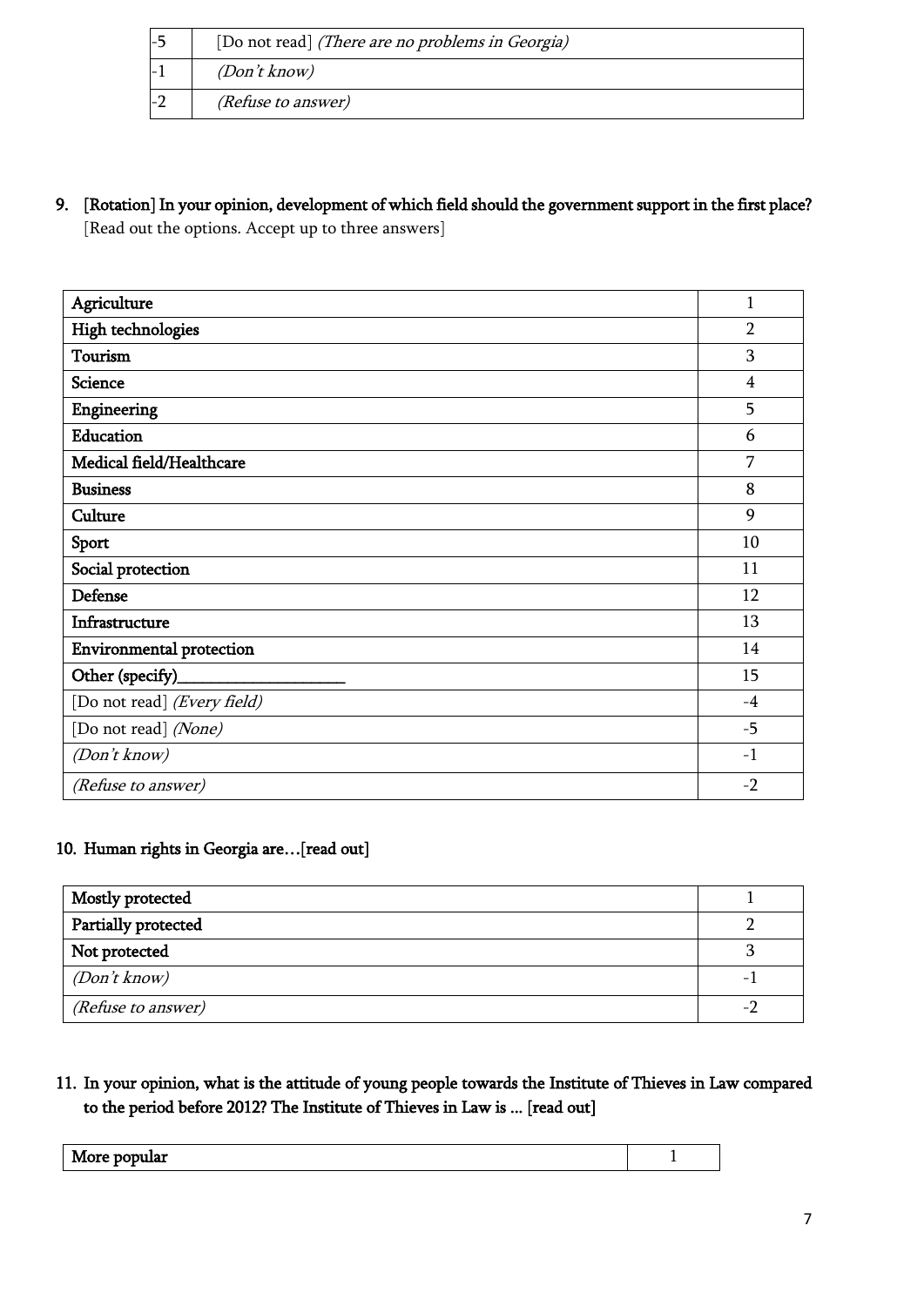| | |
|---|---|
| -5 | [Do not read] *(There are no problems in Georgia)* |
| -1 | *(Don't know)* |
| -2 | *(Refuse to answer)* |

9. **[Rotation] In your opinion, development of which field should the government support in the first place?**
   [Read out the options. Accept up to three answers]

| | |
|---|---|
| Agriculture | 1 |
| High technologies | 2 |
| Tourism | 3 |
| Science | 4 |
| Engineering | 5 |
| Education | 6 |
| Medical field/Healthcare | 7 |
| Business | 8 |
| Culture | 9 |
| Sport | 10 |
| Social protection | 11 |
| Defense | 12 |
| Infrastructure | 13 |
| Environmental protection | 14 |
| Other (specify)____________________ | 15 |
| [Do not read] *(Every field)* | -4 |
| [Do not read] *(None)* | -5 |
| *(Don't know)* | -1 |
| *(Refuse to answer)* | -2 |

10. **Human rights in Georgia are…[read out]**

| | |
|---|---|
| Mostly protected | 1 |
| Partially protected | 2 |
| Not protected | 3 |
| *(Don't know)* | -1 |
| *(Refuse to answer)* | -2 |

11. **In your opinion, what is the attitude of young people towards the Institute of Thieves in Law compared to the period before 2012? The Institute of Thieves in Law is ... [read out]**

| | |
|---|---|
| More popular | 1 |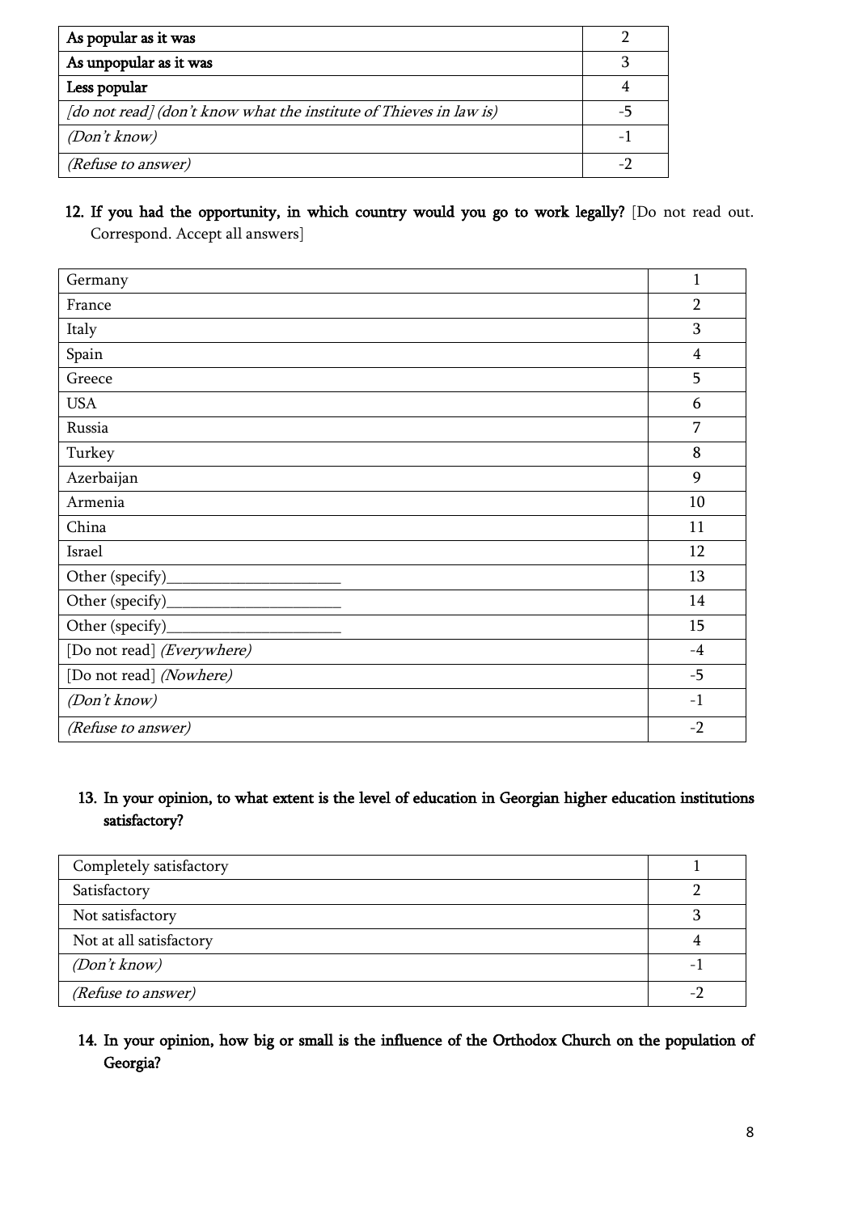| As popular as it was | 2 |
|---|---|
| As unpopular as it was | 3 |
| Less popular | 4 |
| *[do not read] (don't know what the institute of Thieves in law is)* | -5 |
| *(Don't know)* | -1 |
| *(Refuse to answer)* | -2 |

**12. If you had the opportunity, in which country would you go to work legally?** [Do not read out. Correspond. Accept all answers]

| Germany | 1 |
|---|---|
| France | 2 |
| Italy | 3 |
| Spain | 4 |
| Greece | 5 |
| USA | 6 |
| Russia | 7 |
| Turkey | 8 |
| Azerbaijan | 9 |
| Armenia | 10 |
| China | 11 |
| Israel | 12 |
| Other (specify)______________________ | 13 |
| Other (specify)______________________ | 14 |
| Other (specify)______________________ | 15 |
| [Do not read] *(Everywhere)* | -4 |
| [Do not read] *(Nowhere)* | -5 |
| *(Don't know)* | -1 |
| *(Refuse to answer)* | -2 |

**13. In your opinion, to what extent is the level of education in Georgian higher education institutions satisfactory?**

| Completely satisfactory | 1 |
|---|---|
| Satisfactory | 2 |
| Not satisfactory | 3 |
| Not at all satisfactory | 4 |
| *(Don't know)* | -1 |
| *(Refuse to answer)* | -2 |

**14. In your opinion, how big or small is the influence of the Orthodox Church on the population of Georgia?**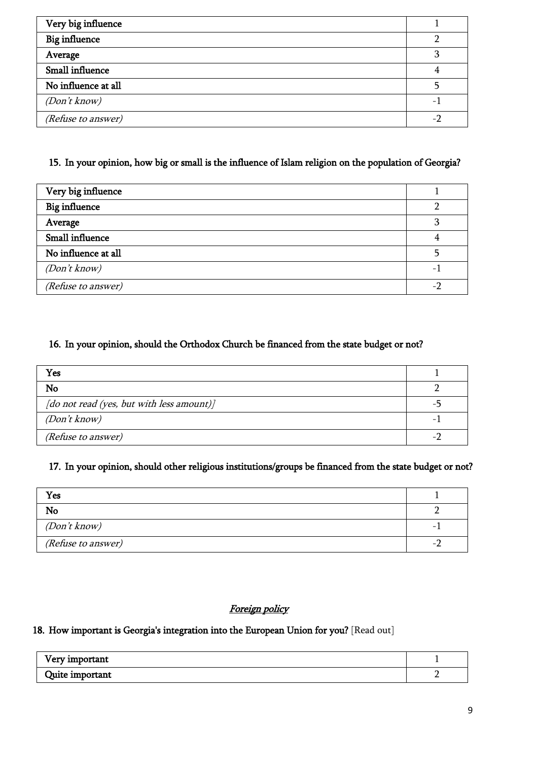| Very big influence | 1 |
|---|---|
| Big influence | 2 |
| Average | 3 |
| Small influence | 4 |
| No influence at all | 5 |
| *(Don't know)* | -1 |
| *(Refuse to answer)* | -2 |

**15. In your opinion, how big or small is the influence of Islam religion on the population of Georgia?**

| Very big influence | 1 |
|---|---|
| Big influence | 2 |
| Average | 3 |
| Small influence | 4 |
| No influence at all | 5 |
| *(Don't know)* | -1 |
| *(Refuse to answer)* | -2 |

**16. In your opinion, should the Orthodox Church be financed from the state budget or not?**

| Yes | 1 |
|---|---|
| No | 2 |
| *[do not read (yes, but with less amount)]* | -5 |
| *(Don't know)* | -1 |
| *(Refuse to answer)* | -2 |

**17. In your opinion, should other religious institutions/groups be financed from the state budget or not?**

| Yes | 1 |
|---|---|
| No | 2 |
| *(Don't know)* | -1 |
| *(Refuse to answer)* | -2 |

## *Foreign policy*

**18. How important is Georgia's integration into the European Union for you?** [Read out]

| Very important | 1 |
|---|---|
| Quite important | 2 |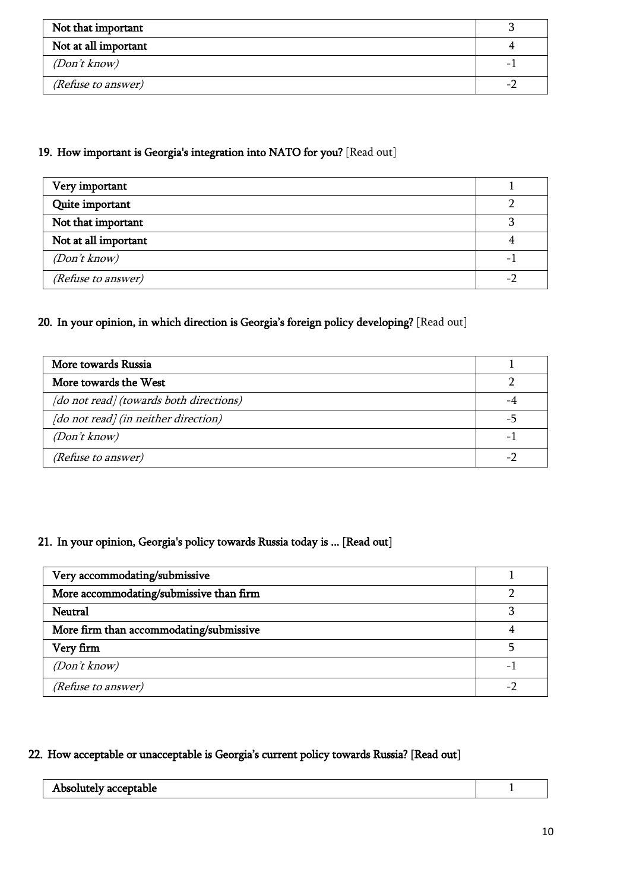| Not that important | 3 |
|---|---|
| Not at all important | 4 |
| *(Don't know)* | -1 |
| *(Refuse to answer)* | -2 |

**19. How important is Georgia's integration into NATO for you?** [Read out]

| Very important | 1 |
|---|---|
| Quite important | 2 |
| Not that important | 3 |
| Not at all important | 4 |
| *(Don't know)* | -1 |
| *(Refuse to answer)* | -2 |

**20. In your opinion, in which direction is Georgia's foreign policy developing?** [Read out]

| More towards Russia | 1 |
|---|---|
| More towards the West | 2 |
| *[do not read] (towards both directions)* | -4 |
| *[do not read] (in neither direction)* | -5 |
| *(Don't know)* | -1 |
| *(Refuse to answer)* | -2 |

**21. In your opinion, Georgia's policy towards Russia today is ... [Read out]**

| Very accommodating/submissive | 1 |
|---|---|
| More accommodating/submissive than firm | 2 |
| Neutral | 3 |
| More firm than accommodating/submissive | 4 |
| Very firm | 5 |
| *(Don't know)* | -1 |
| *(Refuse to answer)* | -2 |

**22. How acceptable or unacceptable is Georgia's current policy towards Russia? [Read out]**

| Absolutely acceptable | 1 |
|---|---|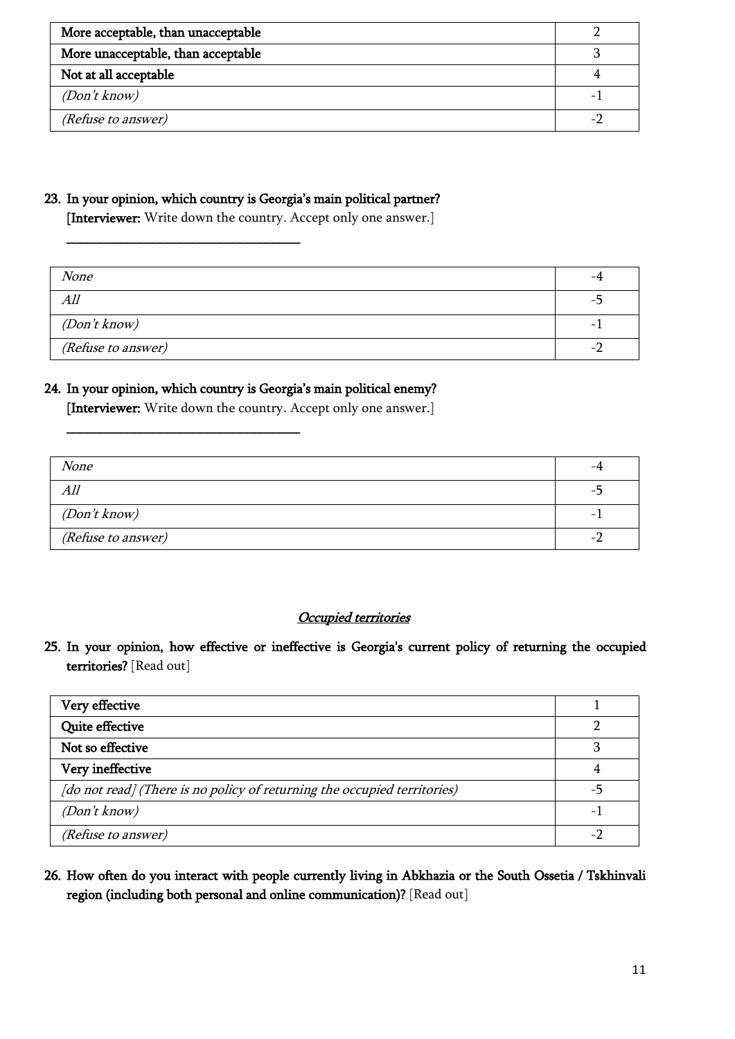| More acceptable, than unacceptable | 2 |
|---|---|
| More unacceptable, than acceptable | 3 |
| Not at all acceptable | 4 |
| *(Don't know)* | -1 |
| *(Refuse to answer)* | -2 |

**23. In your opinion, which country is Georgia's main political partner?**
**[Interviewer:** Write down the country. Accept only one answer.]

\_\_\_\_\_\_\_\_\_\_\_\_\_\_\_\_\_\_\_\_\_\_\_\_\_\_\_\_\_\_\_\_\_\_\_\_

| *None* | -4 |
|---|---|
| *All* | -5 |
| *(Don't know)* | -1 |
| *(Refuse to answer)* | -2 |

**24. In your opinion, which country is Georgia's main political enemy?**
**[Interviewer:** Write down the country. Accept only one answer.]

\_\_\_\_\_\_\_\_\_\_\_\_\_\_\_\_\_\_\_\_\_\_\_\_\_\_\_\_\_\_\_\_\_\_\_\_

| *None* | -4 |
|---|---|
| *All* | -5 |
| *(Don't know)* | -1 |
| *(Refuse to answer)* | -2 |

## *Occupied territories*

**25. In your opinion, how effective or ineffective is Georgia's current policy of returning the occupied territories?** [Read out]

| Very effective | 1 |
|---|---|
| Quite effective | 2 |
| Not so effective | 3 |
| Very ineffective | 4 |
| *[do not read] (There is no policy of returning the occupied territories)* | -5 |
| *(Don't know)* | -1 |
| *(Refuse to answer)* | -2 |

**26. How often do you interact with people currently living in Abkhazia or the South Ossetia / Tskhinvali region (including both personal and online communication)?** [Read out]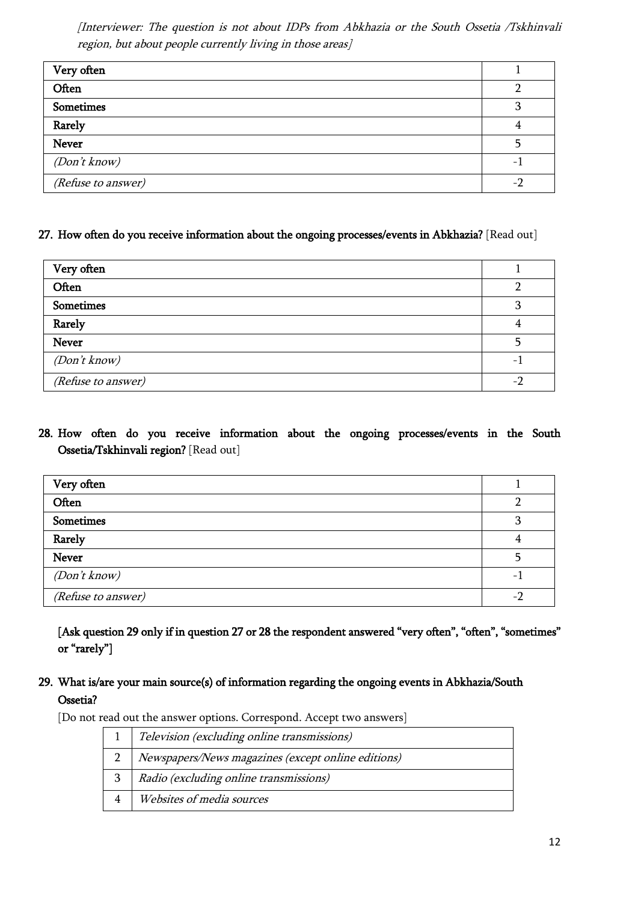*[Interviewer: The question is not about IDPs from Abkhazia or the South Ossetia /Tskhinvali region, but about people currently living in those areas]*

| | |
|---|---|
| Very often | 1 |
| Often | 2 |
| Sometimes | 3 |
| Rarely | 4 |
| Never | 5 |
| *(Don't know)* | -1 |
| *(Refuse to answer)* | -2 |

**27. How often do you receive information about the ongoing processes/events in Abkhazia?** [Read out]

| | |
|---|---|
| Very often | 1 |
| Often | 2 |
| Sometimes | 3 |
| Rarely | 4 |
| Never | 5 |
| *(Don't know)* | -1 |
| *(Refuse to answer)* | -2 |

**28. How often do you receive information about the ongoing processes/events in the South Ossetia/Tskhinvali region?** [Read out]

| | |
|---|---|
| Very often | 1 |
| Often | 2 |
| Sometimes | 3 |
| Rarely | 4 |
| Never | 5 |
| *(Don't know)* | -1 |
| *(Refuse to answer)* | -2 |

**[Ask question 29 only if in question 27 or 28 the respondent answered "very often", "often", "sometimes" or "rarely"]**

**29. What is/are your main source(s) of information regarding the ongoing events in Abkhazia/South Ossetia?**

[Do not read out the answer options. Correspond. Accept two answers]

| | |
|---|---|
| 1 | *Television (excluding online transmissions)* |
| 2 | *Newspapers/News magazines (except online editions)* |
| 3 | *Radio (excluding online transmissions)* |
| 4 | *Websites of media sources* |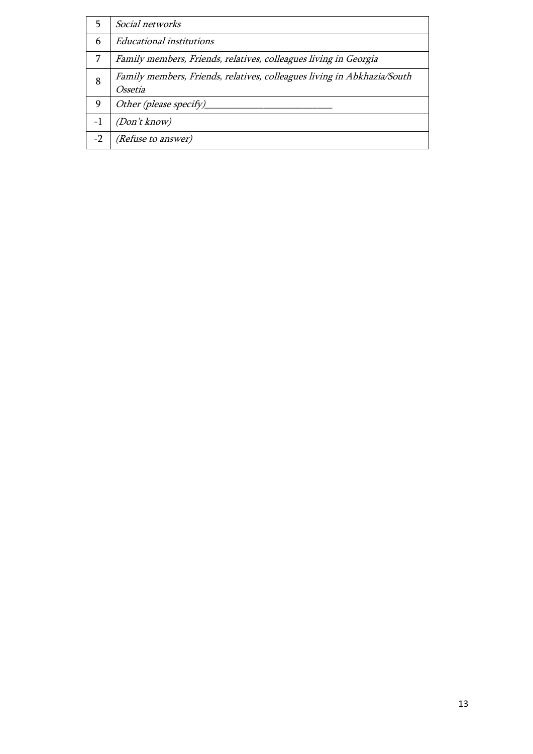| | |
|---|---|
| 5 | *Social networks* |
| 6 | *Educational institutions* |
| 7 | *Family members, Friends, relatives, colleagues living in Georgia* |
| 8 | *Family members, Friends, relatives, colleagues living in Abkhazia/South Ossetia* |
| 9 | *Other (please specify)*___________________________ |
| -1 | *(Don't know)* |
| -2 | *(Refuse to answer)* |